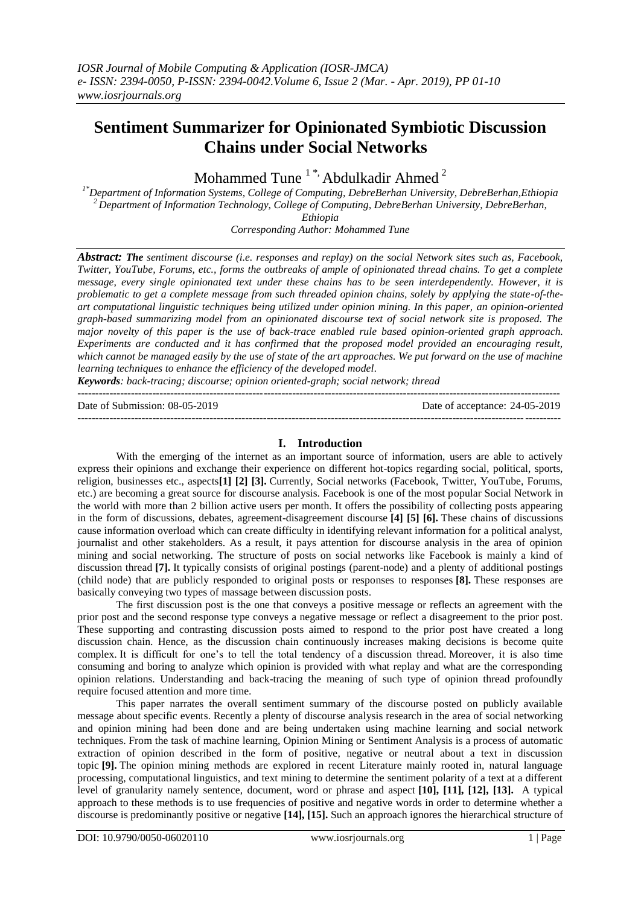# Sentiment Summarizer for Opinionated Symbiotic Discussion Chains under Social Networks

Mohammed Tune [1*], Abdulkadir Ahmed [2]

[1*]Department of Information Systems, College of Computing, DebreBerhan University, DebreBerhan,Ethiopia
[2]Department of Information Technology, College of Computing, DebreBerhan University, DebreBerhan, Ethiopia
Corresponding Author: Mohammed Tune

***Abstract:*** *The sentiment discourse (i.e. responses and replay) on the social Network sites such as, Facebook, Twitter, YouTube, Forums, etc., forms the outbreaks of ample of opinionated thread chains. To get a complete message, every single opinionated text under these chains has to be seen interdependently. However, it is problematic to get a complete message from such threaded opinion chains, solely by applying the state-of-the-art computational linguistic techniques being utilized under opinion mining. In this paper, an opinion-oriented graph-based summarizing model from an opinionated discourse text of social network site is proposed. The major novelty of this paper is the use of back-trace enabled rule based opinion-oriented graph approach. Experiments are conducted and it has confirmed that the proposed model provided an encouraging result, which cannot be managed easily by the use of state of the art approaches. We put forward on the use of machine learning techniques to enhance the efficiency of the developed model.*

***Keywords****: back-tracing; discourse; opinion oriented-graph; social network; thread*

Date of Submission: 08-05-2019 | Date of acceptance: 24-05-2019

## I. Introduction

With the emerging of the internet as an important source of information, users are able to actively express their opinions and exchange their experience on different hot-topics regarding social, political, sports, religion, businesses etc., aspects**[1] [2] [3].** Currently, Social networks (Facebook, Twitter, YouTube, Forums, etc.) are becoming a great source for discourse analysis. Facebook is one of the most popular Social Network in the world with more than 2 billion active users per month. It offers the possibility of collecting posts appearing in the form of discussions, debates, agreement-disagreement discourse **[4] [5] [6].** These chains of discussions cause information overload which can create difficulty in identifying relevant information for a political analyst, journalist and other stakeholders. As a result, it pays attention for discourse analysis in the area of opinion mining and social networking. The structure of posts on social networks like Facebook is mainly a kind of discussion thread **[7].** It typically consists of original postings (parent-node) and a plenty of additional postings (child node) that are publicly responded to original posts or responses to responses **[8].** These responses are basically conveying two types of massage between discussion posts.

The first discussion post is the one that conveys a positive message or reflects an agreement with the prior post and the second response type conveys a negative message or reflect a disagreement to the prior post. These supporting and contrasting discussion posts aimed to respond to the prior post have created a long discussion chain. Hence, as the discussion chain continuously increases making decisions is become quite complex. It is difficult for one's to tell the total tendency of a discussion thread. Moreover, it is also time consuming and boring to analyze which opinion is provided with what replay and what are the corresponding opinion relations. Understanding and back-tracing the meaning of such type of opinion thread profoundly require focused attention and more time.

This paper narrates the overall sentiment summary of the discourse posted on publicly available message about specific events. Recently a plenty of discourse analysis research in the area of social networking and opinion mining had been done and are being undertaken using machine learning and social network techniques. From the task of machine learning, Opinion Mining or Sentiment Analysis is a process of automatic extraction of opinion described in the form of positive, negative or neutral about a text in discussion topic **[9].** The opinion mining methods are explored in recent Literature mainly rooted in, natural language processing, computational linguistics, and text mining to determine the sentiment polarity of a text at a different level of granularity namely sentence, document, word or phrase and aspect **[10], [11], [12], [13].** A typical approach to these methods is to use frequencies of positive and negative words in order to determine whether a discourse is predominantly positive or negative **[14], [15].** Such an approach ignores the hierarchical structure of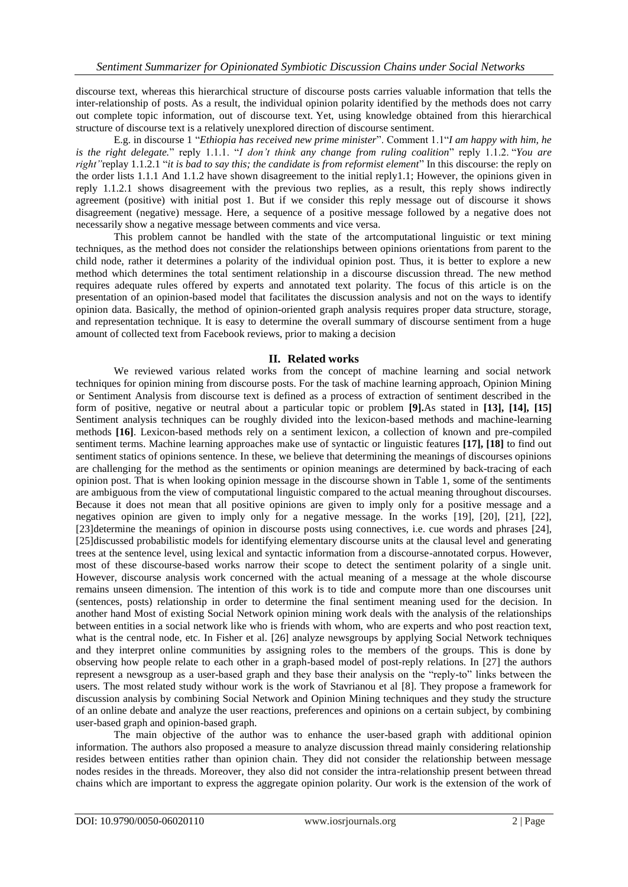discourse text, whereas this hierarchical structure of discourse posts carries valuable information that tells the inter-relationship of posts. As a result, the individual opinion polarity identified by the methods does not carry out complete topic information, out of discourse text. Yet, using knowledge obtained from this hierarchical structure of discourse text is a relatively unexplored direction of discourse sentiment.

E.g. in discourse 1 "*Ethiopia has received new prime minister*". Comment 1.1"*I am happy with him, he is the right delegate.*" reply 1.1.1. "*I don't think any change from ruling coalition*" reply 1.1.2. "*You are right"*replay 1.1.2.1 "*it is bad to say this; the candidate is from reformist element*" In this discourse: the reply on the order lists 1.1.1 And 1.1.2 have shown disagreement to the initial reply1.1; However, the opinions given in reply 1.1.2.1 shows disagreement with the previous two replies, as a result, this reply shows indirectly agreement (positive) with initial post 1. But if we consider this reply message out of discourse it shows disagreement (negative) message. Here, a sequence of a positive message followed by a negative does not necessarily show a negative message between comments and vice versa.

This problem cannot be handled with the state of the artcomputational linguistic or text mining techniques, as the method does not consider the relationships between opinions orientations from parent to the child node, rather it determines a polarity of the individual opinion post. Thus, it is better to explore a new method which determines the total sentiment relationship in a discourse discussion thread. The new method requires adequate rules offered by experts and annotated text polarity. The focus of this article is on the presentation of an opinion-based model that facilitates the discussion analysis and not on the ways to identify opinion data. Basically, the method of opinion-oriented graph analysis requires proper data structure, storage, and representation technique. It is easy to determine the overall summary of discourse sentiment from a huge amount of collected text from Facebook reviews, prior to making a decision

## II. Related works

We reviewed various related works from the concept of machine learning and social network techniques for opinion mining from discourse posts. For the task of machine learning approach, Opinion Mining or Sentiment Analysis from discourse text is defined as a process of extraction of sentiment described in the form of positive, negative or neutral about a particular topic or problem **[9].**As stated in **[13], [14], [15]** Sentiment analysis techniques can be roughly divided into the lexicon-based methods and machine-learning methods **[16]**. Lexicon-based methods rely on a sentiment lexicon, a collection of known and pre-compiled sentiment terms. Machine learning approaches make use of syntactic or linguistic features **[17], [18]** to find out sentiment statics of opinions sentence. In these, we believe that determining the meanings of discourses opinions are challenging for the method as the sentiments or opinion meanings are determined by back-tracing of each opinion post. That is when looking opinion message in the discourse shown in Table 1, some of the sentiments are ambiguous from the view of computational linguistic compared to the actual meaning throughout discourses. Because it does not mean that all positive opinions are given to imply only for a positive message and a negatives opinion are given to imply only for a negative message. In the works [19], [20], [21], [22], [23]determine the meanings of opinion in discourse posts using connectives, i.e. cue words and phrases [24], [25]discussed probabilistic models for identifying elementary discourse units at the clausal level and generating trees at the sentence level, using lexical and syntactic information from a discourse-annotated corpus. However, most of these discourse-based works narrow their scope to detect the sentiment polarity of a single unit. However, discourse analysis work concerned with the actual meaning of a message at the whole discourse remains unseen dimension. The intention of this work is to tide and compute more than one discourses unit (sentences, posts) relationship in order to determine the final sentiment meaning used for the decision. In another hand Most of existing Social Network opinion mining work deals with the analysis of the relationships between entities in a social network like who is friends with whom, who are experts and who post reaction text, what is the central node, etc. In Fisher et al. [26] analyze newsgroups by applying Social Network techniques and they interpret online communities by assigning roles to the members of the groups. This is done by observing how people relate to each other in a graph-based model of post-reply relations. In [27] the authors represent a newsgroup as a user-based graph and they base their analysis on the "reply-to" links between the users. The most related study withour work is the work of Stavrianou et al [8]. They propose a framework for discussion analysis by combining Social Network and Opinion Mining techniques and they study the structure of an online debate and analyze the user reactions, preferences and opinions on a certain subject, by combining user-based graph and opinion-based graph.

The main objective of the author was to enhance the user-based graph with additional opinion information. The authors also proposed a measure to analyze discussion thread mainly considering relationship resides between entities rather than opinion chain. They did not consider the relationship between message nodes resides in the threads. Moreover, they also did not consider the intra-relationship present between thread chains which are important to express the aggregate opinion polarity. Our work is the extension of the work of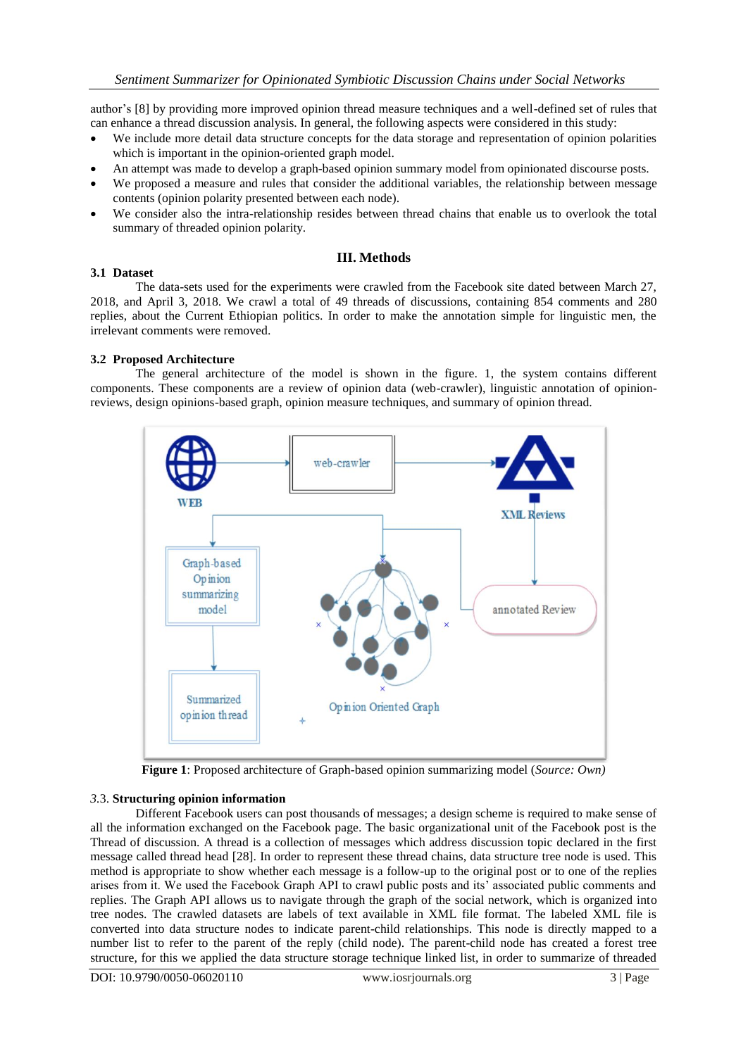author's [8] by providing more improved opinion thread measure techniques and a well-defined set of rules that can enhance a thread discussion analysis. In general, the following aspects were considered in this study:

- We include more detail data structure concepts for the data storage and representation of opinion polarities which is important in the opinion-oriented graph model.
- An attempt was made to develop a graph-based opinion summary model from opinionated discourse posts.
- We proposed a measure and rules that consider the additional variables, the relationship between message contents (opinion polarity presented between each node).
- We consider also the intra-relationship resides between thread chains that enable us to overlook the total summary of threaded opinion polarity.

## III. Methods

### 3.1 Dataset

The data-sets used for the experiments were crawled from the Facebook site dated between March 27, 2018, and April 3, 2018. We crawl a total of 49 threads of discussions, containing 854 comments and 280 replies, about the Current Ethiopian politics. In order to make the annotation simple for linguistic men, the irrelevant comments were removed.

### 3.2 Proposed Architecture

The general architecture of the model is shown in the figure. 1, the system contains different components. These components are a review of opinion data (web-crawler), linguistic annotation of opinion-reviews, design opinions-based graph, opinion measure techniques, and summary of opinion thread.

**Figure 1**: Proposed architecture of Graph-based opinion summarizing model (*Source: Own*)

### *3*.3. Structuring opinion information

Different Facebook users can post thousands of messages; a design scheme is required to make sense of all the information exchanged on the Facebook page. The basic organizational unit of the Facebook post is the Thread of discussion. A thread is a collection of messages which address discussion topic declared in the first message called thread head [28]. In order to represent these thread chains, data structure tree node is used. This method is appropriate to show whether each message is a follow-up to the original post or to one of the replies arises from it. We used the Facebook Graph API to crawl public posts and its' associated public comments and replies. The Graph API allows us to navigate through the graph of the social network, which is organized into tree nodes. The crawled datasets are labels of text available in XML file format. The labeled XML file is converted into data structure nodes to indicate parent-child relationships. This node is directly mapped to a number list to refer to the parent of the reply (child node). The parent-child node has created a forest tree structure, for this we applied the data structure storage technique linked list, in order to summarize of threaded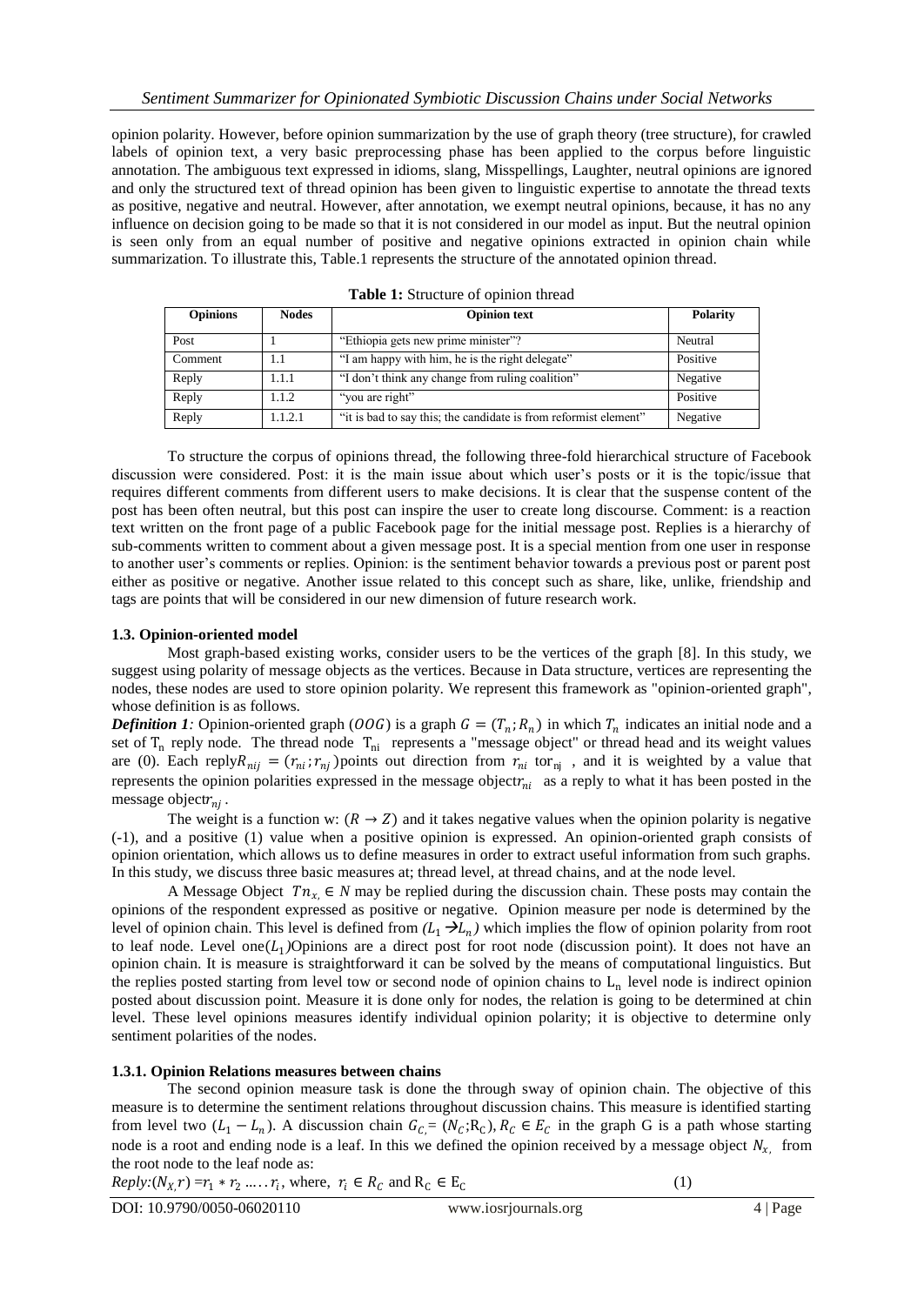opinion polarity. However, before opinion summarization by the use of graph theory (tree structure), for crawled labels of opinion text, a very basic preprocessing phase has been applied to the corpus before linguistic annotation. The ambiguous text expressed in idioms, slang, Misspellings, Laughter, neutral opinions are ignored and only the structured text of thread opinion has been given to linguistic expertise to annotate the thread texts as positive, negative and neutral. However, after annotation, we exempt neutral opinions, because, it has no any influence on decision going to be made so that it is not considered in our model as input. But the neutral opinion is seen only from an equal number of positive and negative opinions extracted in opinion chain while summarization. To illustrate this, Table.1 represents the structure of the annotated opinion thread.

**Table 1:** Structure of opinion thread

| Opinions | Nodes | Opinion text | Polarity |
|---|---|---|---|
| Post | 1 | "Ethiopia gets new prime minister"? | Neutral |
| Comment | 1.1 | "I am happy with him, he is the right delegate" | Positive |
| Reply | 1.1.1 | "I don't think any change from ruling coalition" | Negative |
| Reply | 1.1.2 | "you are right" | Positive |
| Reply | 1.1.2.1 | "it is bad to say this; the candidate is from reformist element" | Negative |

To structure the corpus of opinions thread, the following three-fold hierarchical structure of Facebook discussion were considered. Post: it is the main issue about which user's posts or it is the topic/issue that requires different comments from different users to make decisions. It is clear that the suspense content of the post has been often neutral, but this post can inspire the user to create long discourse. Comment: is a reaction text written on the front page of a public Facebook page for the initial message post. Replies is a hierarchy of sub-comments written to comment about a given message post. It is a special mention from one user in response to another user's comments or replies. Opinion: is the sentiment behavior towards a previous post or parent post either as positive or negative. Another issue related to this concept such as share, like, unlike, friendship and tags are points that will be considered in our new dimension of future research work.

### 1.3. Opinion-oriented model

Most graph-based existing works, consider users to be the vertices of the graph [8]. In this study, we suggest using polarity of message objects as the vertices. Because in Data structure, vertices are representing the nodes, these nodes are used to store opinion polarity. We represent this framework as "opinion-oriented graph", whose definition is as follows.

***Definition 1****:* Opinion-oriented graph ($OOG$) is a graph $G = (T_n; R_n)$ in which $T_n$ indicates an initial node and a set of $T_n$ reply node. The thread node $T_{ni}$ represents a "message object" or thread head and its weight values are (0). Each reply$R_{nij} = (r_{ni}; r_{nj})$points out direction from $r_{ni}$ tor$_{nj}$ , and it is weighted by a value that represents the opinion polarities expressed in the message object$r_{ni}$ as a reply to what it has been posted in the message object$r_{nj}$.

The weight is a function w: $(R \rightarrow Z)$ and it takes negative values when the opinion polarity is negative (-1), and a positive (1) value when a positive opinion is expressed. An opinion-oriented graph consists of opinion orientation, which allows us to define measures in order to extract useful information from such graphs. In this study, we discuss three basic measures at; thread level, at thread chains, and at the node level.

A Message Object $Tn_{x,} \in N$ may be replied during the discussion chain. These posts may contain the opinions of the respondent expressed as positive or negative. Opinion measure per node is determined by the level of opinion chain. This level is defined from *($L_1 \rightarrow L_n$)* which implies the flow of opinion polarity from root to leaf node. Level one($L_1$)Opinions are a direct post for root node (discussion point). It does not have an opinion chain. It is measure is straightforward it can be solved by the means of computational linguistics. But the replies posted starting from level tow or second node of opinion chains to $L_n$ level node is indirect opinion posted about discussion point. Measure it is done only for nodes, the relation is going to be determined at chin level. These level opinions measures identify individual opinion polarity; it is objective to determine only sentiment polarities of the nodes.

#### 1.3.1. Opinion Relations measures between chains

The second opinion measure task is done the through sway of opinion chain. The objective of this measure is to determine the sentiment relations throughout discussion chains. This measure is identified starting from level two ($L_1 - L_n$). A discussion chain $G_{C,} = (N_C; R_C)$, $R_C \in E_C$ in the graph G is a path whose starting node is a root and ending node is a leaf. In this we defined the opinion received by a message object $N_{x,}$ from the root node to the leaf node as:

*Reply:*$(N_{X,} r) = r_1 * r_2 \ldots . r_i$, where, $r_i \in R_C$ and $R_C \in E_C$ (1)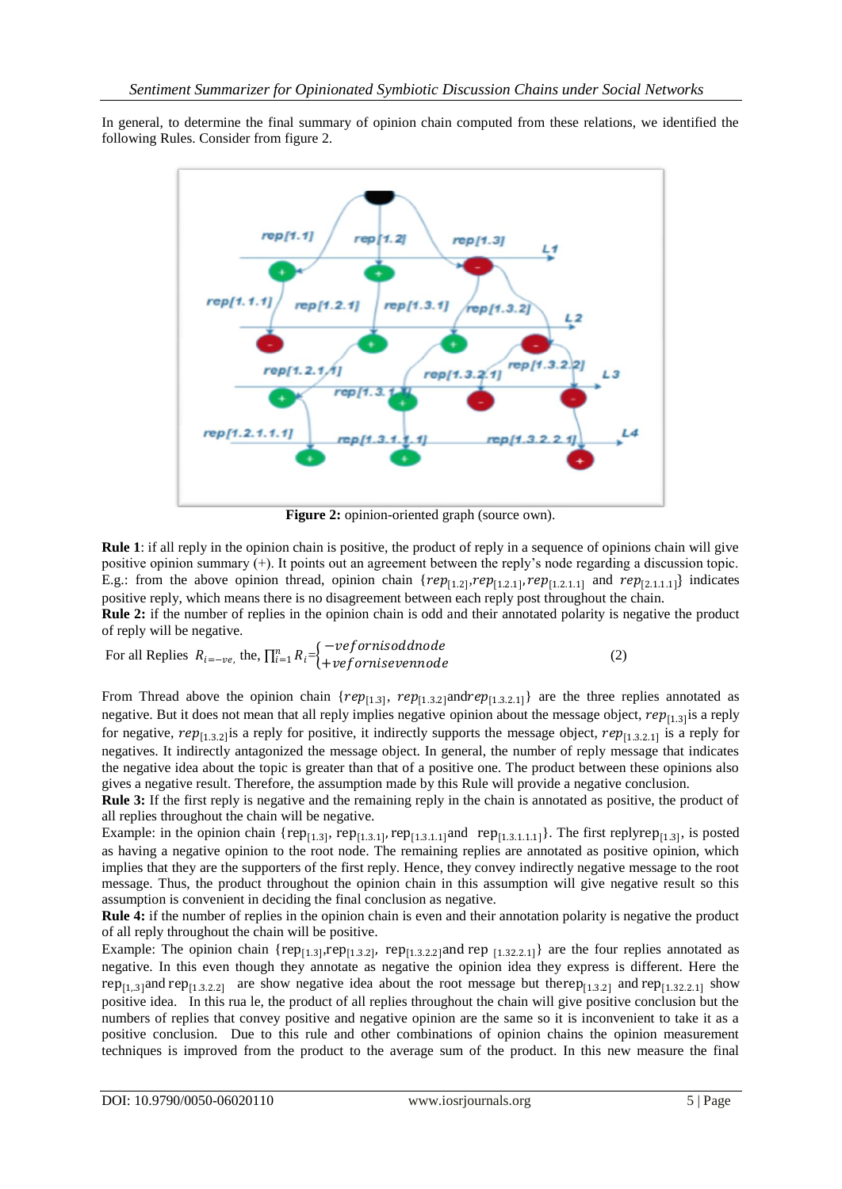In general, to determine the final summary of opinion chain computed from these relations, we identified the following Rules. Consider from figure 2.

**Figure 2:** opinion-oriented graph (source own).

**Rule 1**: if all reply in the opinion chain is positive, the product of reply in a sequence of opinions chain will give positive opinion summary (+). It points out an agreement between the reply's node regarding a discussion topic. E.g.: from the above opinion thread, opinion chain $\{rep_{[1.2]}, rep_{[1.2.1]}, rep_{[1.2.1.1]}$ and $rep_{[2.1.1.1]}\}$ indicates positive reply, which means there is no disagreement between each reply post throughout the chain.

**Rule 2:** if the number of replies in the opinion chain is odd and their annotated polarity is negative the product of reply will be negative.

For all Replies $R_{i=-ve,}$ the, $\prod_{i=1}^{n} R_i = \begin{cases} -ve for n is odd node \\ +ve for n is even node \end{cases}$ (2)

From Thread above the opinion chain $\{rep_{[1.3]}$, $rep_{[1.3.2]}$ and $rep_{[1.3.2.1]}\}$ are the three replies annotated as negative. But it does not mean that all reply implies negative opinion about the message object, $rep_{[1.3]}$ is a reply for negative, $rep_{[1.3.2]}$ is a reply for positive, it indirectly supports the message object, $rep_{[1.3.2.1]}$ is a reply for negatives. It indirectly antagonized the message object. In general, the number of reply message that indicates the negative idea about the topic is greater than that of a positive one. The product between these opinions also gives a negative result. Therefore, the assumption made by this Rule will provide a negative conclusion.

**Rule 3:** If the first reply is negative and the remaining reply in the chain is annotated as positive, the product of all replies throughout the chain will be negative.

Example: in the opinion chain $\{rep_{[1.3]}$, $rep_{[1.3.1]}$, $rep_{[1.3.1.1]}$ and $rep_{[1.3.1.1.1]}\}$. The first reply $rep_{[1.3]}$, is posted as having a negative opinion to the root node. The remaining replies are annotated as positive opinion, which implies that they are the supporters of the first reply. Hence, they convey indirectly negative message to the root message. Thus, the product throughout the opinion chain in this assumption will give negative result so this assumption is convenient in deciding the final conclusion as negative.

**Rule 4:** if the number of replies in the opinion chain is even and their annotation polarity is negative the product of all reply throughout the chain will be positive.

Example: The opinion chain $\{rep_{[1.3]}, rep_{[1.3.2]}$, $rep_{[1.3.2.2]}$ and rep $_{[1.32.2.1]}\}$ are the four replies annotated as negative. In this even though they annotate as negative the opinion idea they express is different. Here the $rep_{[1,3]}$ and $rep_{[1.3.2.2]}$ are show negative idea about the root message but the $rep_{[1.3.2]}$ and $rep_{[1.32.2.1]}$ show positive idea. In this rua le, the product of all replies throughout the chain will give positive conclusion but the numbers of replies that convey positive and negative opinion are the same so it is inconvenient to take it as a positive conclusion. Due to this rule and other combinations of opinion chains the opinion measurement techniques is improved from the product to the average sum of the product. In this new measure the final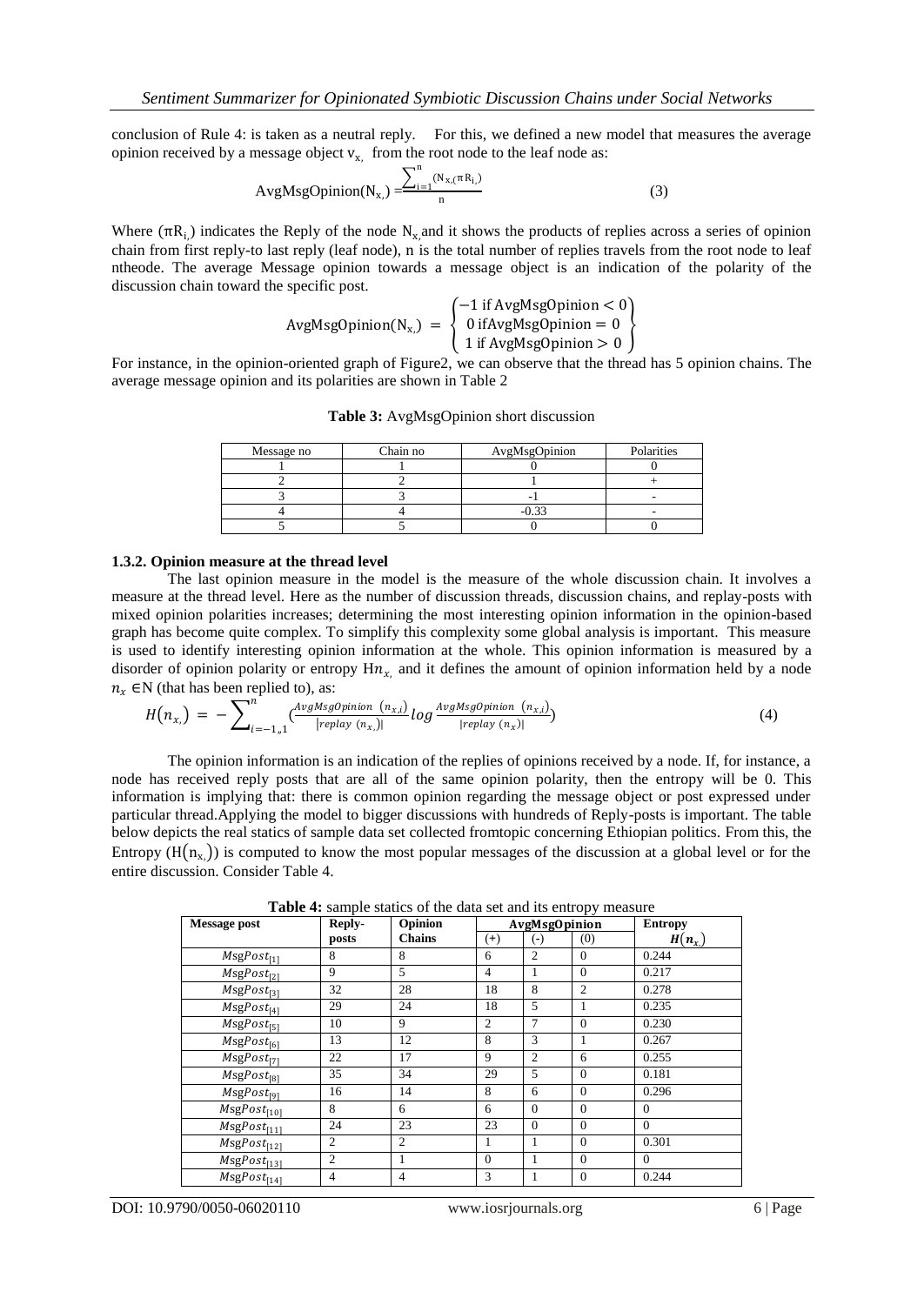conclusion of Rule 4: is taken as a neutral reply. For this, we defined a new model that measures the average opinion received by a message object $v_{x,}$ from the root node to the leaf node as:

$$\text{AvgMsgOpinion}(N_{x,}) = \frac{\sum_{i=1}^{n} (N_{x,}(\pi R_{i,})}{n} \tag{3}$$

Where $(\pi R_{i,})$ indicates the Reply of the node $N_{x,}$ and it shows the products of replies across a series of opinion chain from first reply-to last reply (leaf node), n is the total number of replies travels from the root node to leaf ntheode. The average Message opinion towards a message object is an indication of the polarity of the discussion chain toward the specific post.

$$\text{AvgMsgOpinion}(N_{x,}) = \begin{Bmatrix} -1 \text{ if AvgMsgOpinion} < 0 \\ 0 \text{ ifAvgMsgOpinion} = 0 \\ 1 \text{ if AvgMsgOpinion} > 0 \end{Bmatrix}$$

For instance, in the opinion-oriented graph of Figure2, we can observe that the thread has 5 opinion chains. The average message opinion and its polarities are shown in Table 2

**Table 3:** AvgMsgOpinion short discussion

| Message no | Chain no | AvgMsgOpinion | Polarities |
|---|---|---|---|
| 1 | 1 | 0 | 0 |
| 2 | 2 | 1 | + |
| 3 | 3 | -1 | - |
| 4 | 4 | -0.33 | - |
| 5 | 5 | 0 | 0 |

### 1.3.2. Opinion measure at the thread level

The last opinion measure in the model is the measure of the whole discussion chain. It involves a measure at the thread level. Here as the number of discussion threads, discussion chains, and replay-posts with mixed opinion polarities increases; determining the most interesting opinion information in the opinion-based graph has become quite complex. To simplify this complexity some global analysis is important. This measure is used to identify interesting opinion information at the whole. This opinion information is measured by a disorder of opinion polarity or entropy $Hn_{x,}$ and it defines the amount of opinion information held by a node $n_x \in N$ (that has been replied to), as:

$$H(n_{x,}) = -\sum_{i=-1,1}^{n} \left(\frac{AvgMsgOpinion\ (n_{x,i})}{|replay\ (n_{x,})|} \log \frac{AvgMsgOpinion\ (n_{x,i})}{|replay\ (n_x)|}\right) \tag{4}$$

The opinion information is an indication of the replies of opinions received by a node. If, for instance, a node has received reply posts that are all of the same opinion polarity, then the entropy will be 0. This information is implying that: there is common opinion regarding the message object or post expressed under particular thread.Applying the model to bigger discussions with hundreds of Reply-posts is important. The table below depicts the real statics of sample data set collected fromtopic concerning Ethiopian politics. From this, the Entropy $(H(n_{x,}))$ is computed to know the most popular messages of the discussion at a global level or for the entire discussion. Consider Table 4.

**Table 4:** sample statics of the data set and its entropy measure

| Message post | Reply-posts | Opinion Chains | AvgMsgOpinion | | | Entropy |
|---|---|---|---|---|---|---|
| | | | (+) | (-) | (0) | $H(n_{x,})$ |
| $MsgPost_{[1]}$ | 8 | 8 | 6 | 2 | 0 | 0.244 |
| $MsgPost_{[2]}$ | 9 | 5 | 4 | 1 | 0 | 0.217 |
| $MsgPost_{[3]}$ | 32 | 28 | 18 | 8 | 2 | 0.278 |
| $MsgPost_{[4]}$ | 29 | 24 | 18 | 5 | 1 | 0.235 |
| $MsgPost_{[5]}$ | 10 | 9 | 2 | 7 | 0 | 0.230 |
| $MsgPost_{[6]}$ | 13 | 12 | 8 | 3 | 1 | 0.267 |
| $MsgPost_{[7]}$ | 22 | 17 | 9 | 2 | 6 | 0.255 |
| $MsgPost_{[8]}$ | 35 | 34 | 29 | 5 | 0 | 0.181 |
| $MsgPost_{[9]}$ | 16 | 14 | 8 | 6 | 0 | 0.296 |
| $MsgPost_{[10]}$ | 8 | 6 | 6 | 0 | 0 | 0 |
| $MsgPost_{[11]}$ | 24 | 23 | 23 | 0 | 0 | 0 |
| $MsgPost_{[12]}$ | 2 | 2 | 1 | 1 | 0 | 0.301 |
| $MsgPost_{[13]}$ | 2 | 1 | 0 | 1 | 0 | 0 |
| $MsgPost_{[14]}$ | 4 | 4 | 3 | 1 | 0 | 0.244 |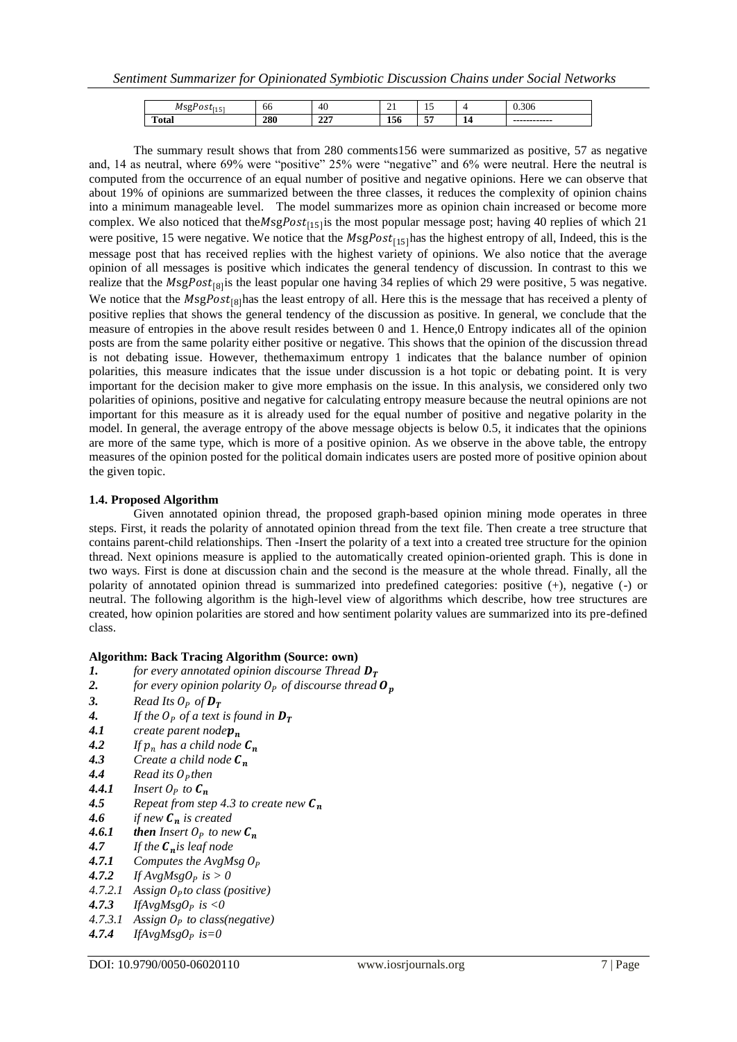| $MsgPost_{[15]}$ | 66 | 40 | 21 | 15 | 4 | 0.306 |
|---|---|---|---|---|---|---|
| **Total** | **280** | **227** | **156** | **57** | **14** | ------------ |

The summary result shows that from 280 comments156 were summarized as positive, 57 as negative and, 14 as neutral, where 69% were "positive" 25% were "negative" and 6% were neutral. Here the neutral is computed from the occurrence of an equal number of positive and negative opinions. Here we can observe that about 19% of opinions are summarized between the three classes, it reduces the complexity of opinion chains into a minimum manageable level. The model summarizes more as opinion chain increased or become more complex. We also noticed that the$MsgPost_{[15]}$is the most popular message post; having 40 replies of which 21 were positive, 15 were negative. We notice that the $MsgPost_{[15]}$has the highest entropy of all, Indeed, this is the message post that has received replies with the highest variety of opinions. We also notice that the average opinion of all messages is positive which indicates the general tendency of discussion. In contrast to this we realize that the $MsgPost_{[8]}$is the least popular one having 34 replies of which 29 were positive, 5 was negative. We notice that the $MsgPost_{[8]}$has the least entropy of all. Here this is the message that has received a plenty of positive replies that shows the general tendency of the discussion as positive. In general, we conclude that the measure of entropies in the above result resides between 0 and 1. Hence,0 Entropy indicates all of the opinion posts are from the same polarity either positive or negative. This shows that the opinion of the discussion thread is not debating issue. However, thethemaximum entropy 1 indicates that the balance number of opinion polarities, this measure indicates that the issue under discussion is a hot topic or debating point. It is very important for the decision maker to give more emphasis on the issue. In this analysis, we considered only two polarities of opinions, positive and negative for calculating entropy measure because the neutral opinions are not important for this measure as it is already used for the equal number of positive and negative polarity in the model. In general, the average entropy of the above message objects is below 0.5, it indicates that the opinions are more of the same type, which is more of a positive opinion. As we observe in the above table, the entropy measures of the opinion posted for the political domain indicates users are posted more of positive opinion about the given topic.

### 1.4. Proposed Algorithm

Given annotated opinion thread, the proposed graph-based opinion mining mode operates in three steps. First, it reads the polarity of annotated opinion thread from the text file. Then create a tree structure that contains parent-child relationships. Then -Insert the polarity of a text into a created tree structure for the opinion thread. Next opinions measure is applied to the automatically created opinion-oriented graph. This is done in two ways. First is done at discussion chain and the second is the measure at the whole thread. Finally, all the polarity of annotated opinion thread is summarized into predefined categories: positive (+), negative (-) or neutral. The following algorithm is the high-level view of algorithms which describe, how tree structures are created, how opinion polarities are stored and how sentiment polarity values are summarized into its pre-defined class.

**Algorithm: Back Tracing Algorithm (Source: own)**

- ***1.*** *for every annotated opinion discourse Thread* $\boldsymbol{D_T}$
- ***2.*** *for every opinion polarity* $O_P$ *of discourse thread* $\boldsymbol{O_p}$
- ***3.*** *Read Its* $O_P$ *of* $\boldsymbol{D_T}$
- ***4.*** *If the* $O_P$ *of a text is found in* $\boldsymbol{D_T}$
- ***4.1*** *create parent node*$\boldsymbol{p_n}$
- ***4.2*** *If* $p_n$ *has a child node* $\boldsymbol{C_n}$
- ***4.3*** *Create a child node* $\boldsymbol{C_n}$
- ***4.4*** *Read its* $O_P$*then*
- ***4.4.1*** *Insert* $O_P$ *to* $\boldsymbol{C_n}$
- ***4.5*** *Repeat from step 4.3 to create new* $\boldsymbol{C_n}$
- ***4.6*** *if new* $\boldsymbol{C_n}$ *is created*
- ***4.6.1*** ***then*** *Insert* $O_P$ *to new* $\boldsymbol{C_n}$
- ***4.7*** *If the* $\boldsymbol{C_n}$*is leaf node*
- ***4.7.1*** *Computes the AvgMsg* $O_P$
- ***4.7.2*** *If AvgMsg*$O_P$ *is > 0*
- *4.7.2.1 Assign* $O_P$*to class (positive)*
- ***4.7.3*** *IfAvgMsg*$O_P$ *is <0*
- *4.7.3.1 Assign* $O_P$ *to class(negative)*
- ***4.7.4*** *IfAvgMsg*$O_P$ *is=0*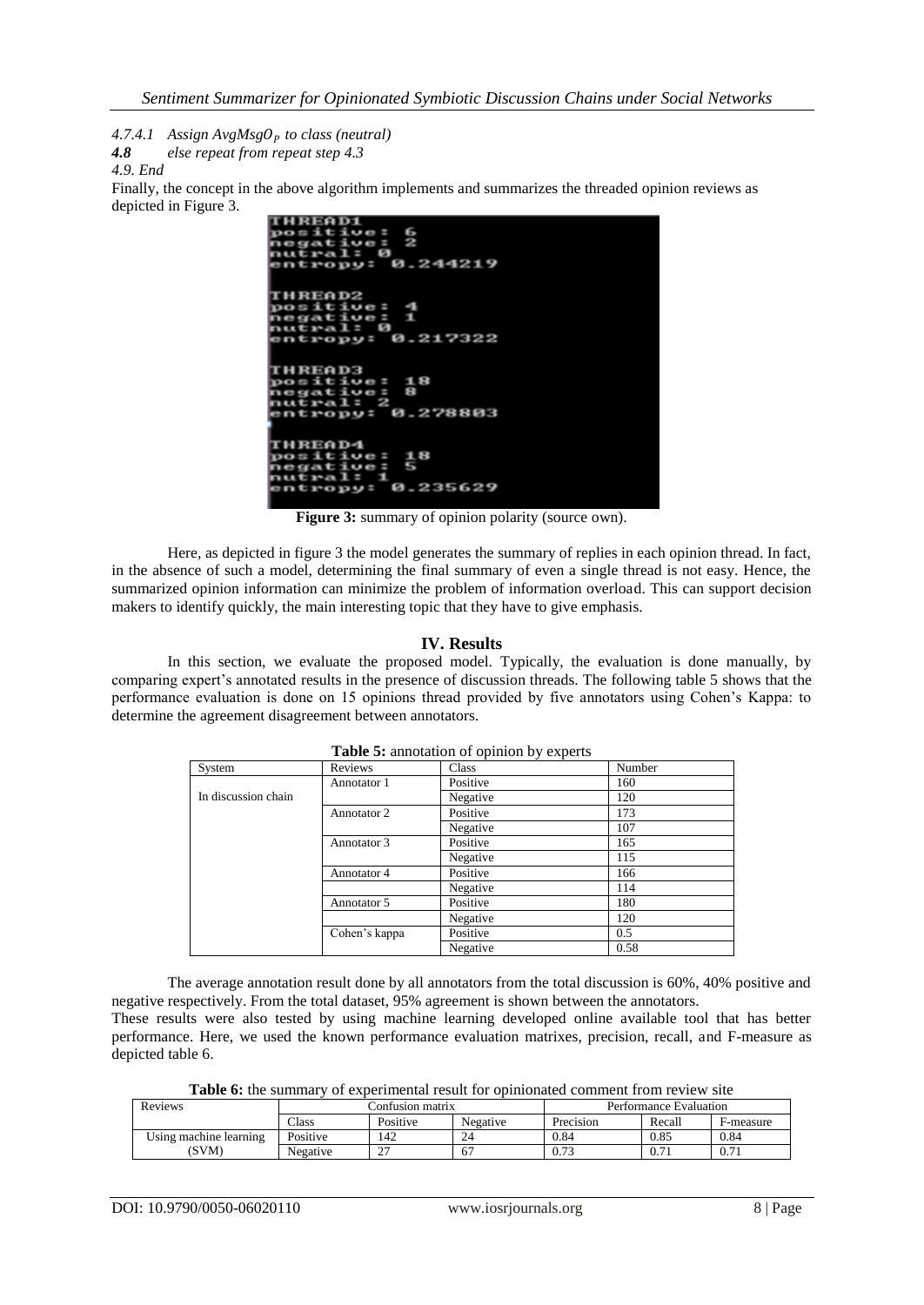*4.7.4.1 Assign AvgMsg$O_P$ to class (neutral)*

***4.8*** *else repeat from repeat step 4.3*

*4.9. End*

Finally, the concept in the above algorithm implements and summarizes the threaded opinion reviews as depicted in Figure 3.

```
THREAD1
positive: 6
negative: 2
nutral: 0
entropy: 0.244219

THREAD2
positive: 4
negative: 1
nutral: 0
entropy: 0.217322

THREAD3
positive: 18
negative: 8
nutral: 2
entropy: 0.278803

THREAD4
positive: 18
negative: 5
nutral: 1
entropy: 0.235629
```

**Figure 3:** summary of opinion polarity (source own).

Here, as depicted in figure 3 the model generates the summary of replies in each opinion thread. In fact, in the absence of such a model, determining the final summary of even a single thread is not easy. Hence, the summarized opinion information can minimize the problem of information overload. This can support decision makers to identify quickly, the main interesting topic that they have to give emphasis.

## IV. Results

In this section, we evaluate the proposed model. Typically, the evaluation is done manually, by comparing expert's annotated results in the presence of discussion threads. The following table 5 shows that the performance evaluation is done on 15 opinions thread provided by five annotators using Cohen's Kappa: to determine the agreement disagreement between annotators.

**Table 5:** annotation of opinion by experts

| System | Reviews | Class | Number |
|---|---|---|---|
| In discussion chain | Annotator 1 | Positive | 160 |
| | | Negative | 120 |
| | Annotator 2 | Positive | 173 |
| | | Negative | 107 |
| | Annotator 3 | Positive | 165 |
| | | Negative | 115 |
| | Annotator 4 | Positive | 166 |
| | | Negative | 114 |
| | Annotator 5 | Positive | 180 |
| | | Negative | 120 |
| | Cohen's kappa | Positive | 0.5 |
| | | Negative | 0.58 |

The average annotation result done by all annotators from the total discussion is 60%, 40% positive and negative respectively. From the total dataset, 95% agreement is shown between the annotators.

These results were also tested by using machine learning developed online available tool that has better performance. Here, we used the known performance evaluation matrixes, precision, recall, and F-measure as depicted table 6.

**Table 6:** the summary of experimental result for opinionated comment from review site

| Reviews | Confusion matrix | | | Performance Evaluation | | |
|---|---|---|---|---|---|---|
| | Class | Positive | Negative | Precision | Recall | F-measure |
| Using machine learning (SVM) | Positive | 142 | 24 | 0.84 | 0.85 | 0.84 |
| | Negative | 27 | 67 | 0.73 | 0.71 | 0.71 |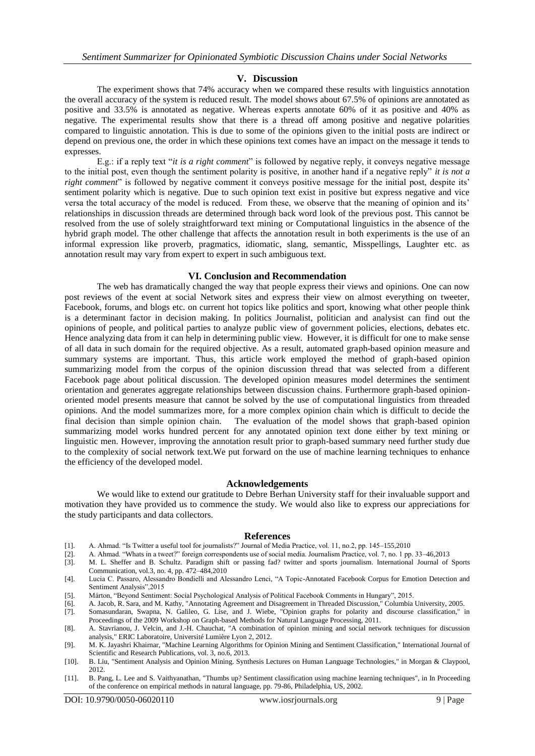## V. Discussion

The experiment shows that 74% accuracy when we compared these results with linguistics annotation the overall accuracy of the system is reduced result. The model shows about 67.5% of opinions are annotated as positive and 33.5% is annotated as negative. Whereas experts annotate 60% of it as positive and 40% as negative. The experimental results show that there is a thread off among positive and negative polarities compared to linguistic annotation. This is due to some of the opinions given to the initial posts are indirect or depend on previous one, the order in which these opinions text comes have an impact on the message it tends to expresses.

E.g.: if a reply text "*it is a right comment*" is followed by negative reply, it conveys negative message to the initial post, even though the sentiment polarity is positive, in another hand if a negative reply" *it is not a right comment*" is followed by negative comment it conveys positive message for the initial post, despite its' sentiment polarity which is negative. Due to such opinion text exist in positive but express negative and vice versa the total accuracy of the model is reduced. From these, we observe that the meaning of opinion and its' relationships in discussion threads are determined through back word look of the previous post. This cannot be resolved from the use of solely straightforward text mining or Computational linguistics in the absence of the hybrid graph model. The other challenge that affects the annotation result in both experiments is the use of an informal expression like proverb, pragmatics, idiomatic, slang, semantic, Misspellings, Laughter etc. as annotation result may vary from expert to expert in such ambiguous text.

## VI. Conclusion and Recommendation

The web has dramatically changed the way that people express their views and opinions. One can now post reviews of the event at social Network sites and express their view on almost everything on tweeter, Facebook, forums, and blogs etc. on current hot topics like politics and sport, knowing what other people think is a determinant factor in decision making. In politics Journalist, politician and analysist can find out the opinions of people, and political parties to analyze public view of government policies, elections, debates etc. Hence analyzing data from it can help in determining public view. However, it is difficult for one to make sense of all data in such domain for the required objective. As a result, automated graph-based opinion measure and summary systems are important. Thus, this article work employed the method of graph-based opinion summarizing model from the corpus of the opinion discussion thread that was selected from a different Facebook page about political discussion. The developed opinion measures model determines the sentiment orientation and generates aggregate relationships between discussion chains. Furthermore graph-based opinion-oriented model presents measure that cannot be solved by the use of computational linguistics from threaded opinions. And the model summarizes more, for a more complex opinion chain which is difficult to decide the final decision than simple opinion chain. The evaluation of the model shows that graph-based opinion summarizing model works hundred percent for any annotated opinion text done either by text mining or linguistic men. However, improving the annotation result prior to graph-based summary need further study due to the complexity of social network text.We put forward on the use of machine learning techniques to enhance the efficiency of the developed model.

## Acknowledgements

We would like to extend our gratitude to Debre Berhan University staff for their invaluable support and motivation they have provided us to commence the study. We would also like to express our appreciations for the study participants and data collectors.

## References

[1]. A. Ahmad. "Is Twitter a useful tool for journalists?" Journal of Media Practice, vol. 11, no.2, pp. 145–155,2010

[2]. A. Ahmad. "Whats in a tweet?" foreign correspondents use of social media. Journalism Practice, vol. 7, no. 1 pp. 33–46,2013

[3]. M. L. Sheffer and B. Schultz. Paradigm shift or passing fad? twitter and sports journalism. International Journal of Sports Communication, vol.3, no. 4, pp. 472–484,2010

[4]. Lucia C. Passaro, Alessandro Bondielli and Alessandro Lenci, "A Topic-Annotated Facebook Corpus for Emotion Detection and Sentiment Analysis",2015

[5]. Márton, "Beyond Sentiment: Social Psychological Analysis of Political Facebook Comments in Hungary", 2015.

[6]. A. Jacob, R. Sara, and M. Kathy, "Annotating Agreement and Disagreement in Threaded Discussion," Columbia University, 2005.

[7]. Somasundaran, Swapna, N. Galileo, G. Lise, and J. Wiebe, "Opinion graphs for polarity and discourse classification," in Proceedings of the 2009 Workshop on Graph-based Methods for Natural Language Processing, 2011.

[8]. A. Stavrianou, J. Velcin, and J.-H. Chauchat, "A combination of opinion mining and social network techniques for discussion analysis," ERIC Laboratoire, Université Lumière Lyon 2, 2012.

[9]. M. K. Jayashri Khairnar, "Machine Learning Algorithms for Opinion Mining and Sentiment Classification," International Journal of Scientific and Research Publications, vol. 3, no.6, 2013.

[10]. B. Liu, "Sentiment Analysis and Opinion Mining. Synthesis Lectures on Human Language Technologies," in Morgan & Claypool, 2012.

[11]. B. Pang, L. Lee and S. Vaithyanathan, "Thumbs up? Sentiment classification using machine learning techniques", in In Proceeding of the conference on empirical methods in natural language, pp. 79-86, Philadelphia, US, 2002.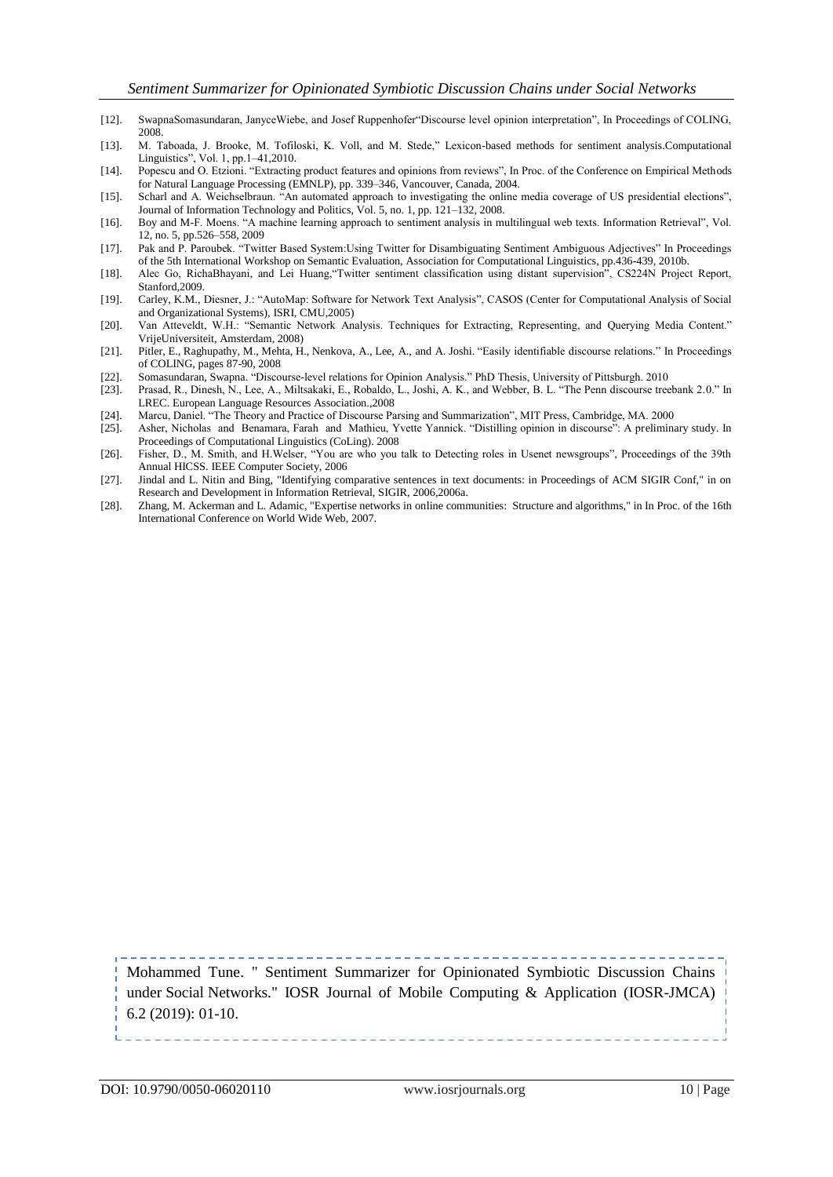[12]. SwapnaSomasundaran, JanyceWiebe, and Josef Ruppenhofer"Discourse level opinion interpretation", In Proceedings of COLING, 2008.

[13]. M. Taboada, J. Brooke, M. Tofiloski, K. Voll, and M. Stede," Lexicon-based methods for sentiment analysis.Computational Linguistics", Vol. 1, pp.1–41,2010.

[14]. Popescu and O. Etzioni. "Extracting product features and opinions from reviews", In Proc. of the Conference on Empirical Methods for Natural Language Processing (EMNLP), pp. 339–346, Vancouver, Canada, 2004.

[15]. Scharl and A. Weichselbraun. "An automated approach to investigating the online media coverage of US presidential elections", Journal of Information Technology and Politics, Vol. 5, no. 1, pp. 121–132, 2008.

[16]. Boy and M-F. Moens. "A machine learning approach to sentiment analysis in multilingual web texts. Information Retrieval", Vol. 12, no. 5, pp.526–558, 2009

[17]. Pak and P. Paroubek. "Twitter Based System:Using Twitter for Disambiguating Sentiment Ambiguous Adjectives" In Proceedings of the 5th International Workshop on Semantic Evaluation, Association for Computational Linguistics, pp.436-439, 2010b.

[18]. Alec Go, RichaBhayani, and Lei Huang,"Twitter sentiment classification using distant supervision", CS224N Project Report, Stanford,2009.

[19]. Carley, K.M., Diesner, J.: "AutoMap: Software for Network Text Analysis", CASOS (Center for Computational Analysis of Social and Organizational Systems), ISRI, CMU,2005)

[20]. Van Atteveldt, W.H.: "Semantic Network Analysis. Techniques for Extracting, Representing, and Querying Media Content." VrijeUniversiteit, Amsterdam, 2008)

[21]. Pitler, E., Raghupathy, M., Mehta, H., Nenkova, A., Lee, A., and A. Joshi. "Easily identifiable discourse relations." In Proceedings of COLING, pages 87-90, 2008

[22]. Somasundaran, Swapna. "Discourse-level relations for Opinion Analysis." PhD Thesis, University of Pittsburgh. 2010

[23]. Prasad, R., Dinesh, N., Lee, A., Miltsakaki, E., Robaldo, L., Joshi, A. K., and Webber, B. L. "The Penn discourse treebank 2.0." In LREC. European Language Resources Association.,2008

[24]. Marcu, Daniel. "The Theory and Practice of Discourse Parsing and Summarization", MIT Press, Cambridge, MA. 2000

[25]. Asher, Nicholas and Benamara, Farah and Mathieu, Yvette Yannick. "Distilling opinion in discourse": A preliminary study. In Proceedings of Computational Linguistics (CoLing). 2008

[26]. Fisher, D., M. Smith, and H.Welser, "You are who you talk to Detecting roles in Usenet newsgroups", Proceedings of the 39th Annual HICSS. IEEE Computer Society, 2006

[27]. Jindal and L. Nitin and Bing, "Identifying comparative sentences in text documents: in Proceedings of ACM SIGIR Conf," in on Research and Development in Information Retrieval, SIGIR, 2006,2006a.

[28]. Zhang, M. Ackerman and L. Adamic, "Expertise networks in online communities: Structure and algorithms," in In Proc. of the 16th International Conference on World Wide Web, 2007.

Mohammed Tune. " Sentiment Summarizer for Opinionated Symbiotic Discussion Chains under Social Networks." IOSR Journal of Mobile Computing & Application (IOSR-JMCA) 6.2 (2019): 01-10.